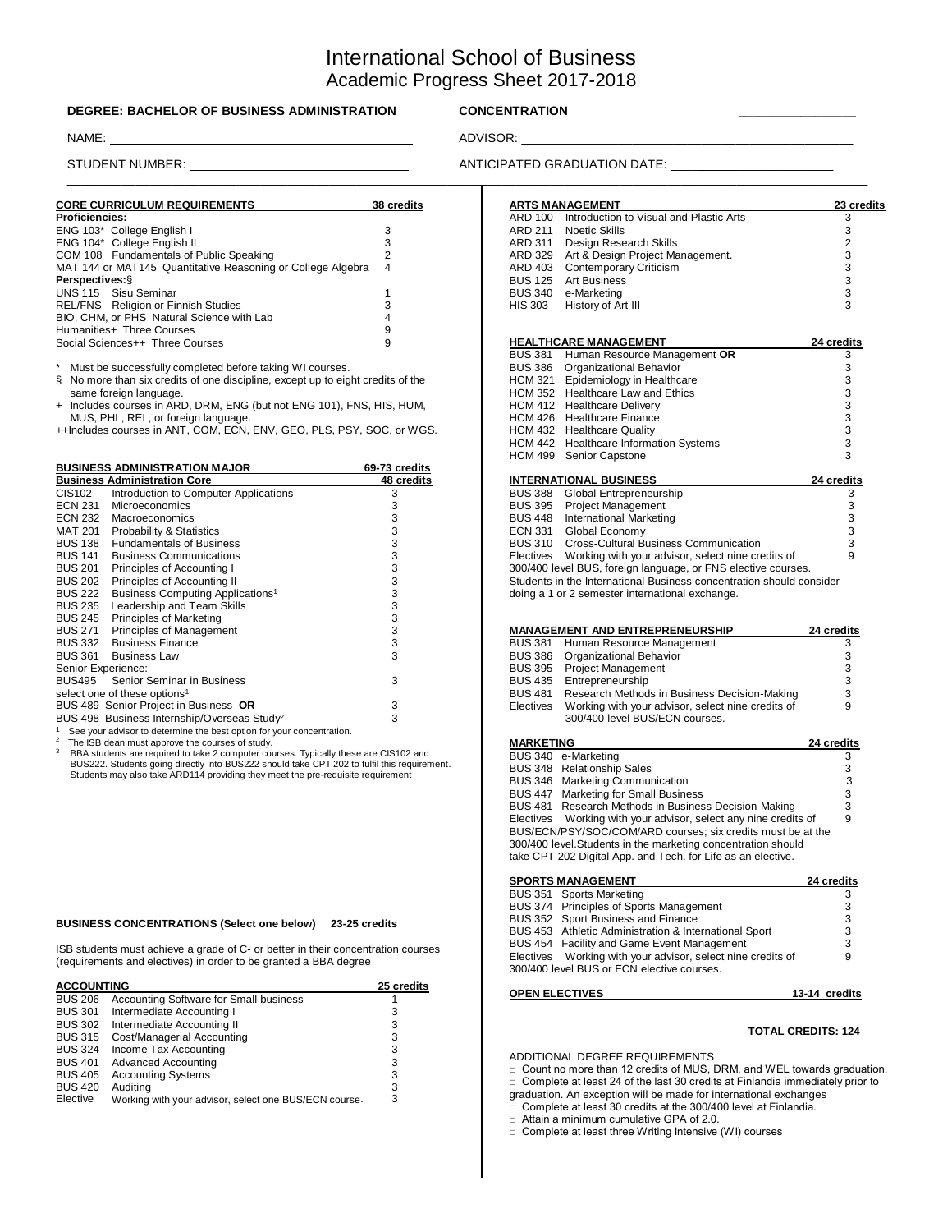# International School of Business
## Academic Progress Sheet 2017-2018

**DEGREE: BACHELOR OF BUSINESS ADMINISTRATION** **CONCENTRATION** ______________________

NAME: ______________________ ADVISOR: ______________________

STUDENT NUMBER: ______________________ ANTICIPATED GRADUATION DATE: ______________________

| **CORE CURRICULUM REQUIREMENTS** | **38 credits** |
|---|---|
| **Proficiencies:** | |
| ENG 103* College English I | 3 |
| ENG 104* College English II | 3 |
| COM 108 Fundamentals of Public Speaking | 2 |
| MAT 144 or MAT145 Quantitative Reasoning or College Algebra | 4 |
| **Perspectives:**§ | |
| UNS 115 Sisu Seminar | 1 |
| REL/FNS Religion or Finnish Studies | 3 |
| BIO, CHM, or PHS Natural Science with Lab | 4 |
| Humanities+ Three Courses | 9 |
| Social Sciences++ Three Courses | 9 |

\* Must be successfully completed before taking WI courses.
§ No more than six credits of one discipline, except up to eight credits of the same foreign language.
\+ Includes courses in ARD, DRM, ENG (but not ENG 101), FNS, HIS, HUM, MUS, PHL, REL, or foreign language.
++Includes courses in ANT, COM, ECN, ENV, GEO, PLS, PSY, SOC, or WGS.

| **BUSINESS ADMINISTRATION MAJOR** | | **69-73 credits** |
|---|---|---|
| **Business Administration Core** | | **48 credits** |
| CIS102 | Introduction to Computer Applications | 3 |
| ECN 231 | Microeconomics | 3 |
| ECN 232 | Macroeconomics | 3 |
| MAT 201 | Probability & Statistics | 3 |
| BUS 138 | Fundamentals of Business | 3 |
| BUS 141 | Business Communications | 3 |
| BUS 201 | Principles of Accounting I | 3 |
| BUS 202 | Principles of Accounting II | 3 |
| BUS 222 | Business Computing Applications[1] | 3 |
| BUS 235 | Leadership and Team Skills | 3 |
| BUS 245 | Principles of Marketing | 3 |
| BUS 271 | Principles of Management | 3 |
| BUS 332 | Business Finance | 3 |
| BUS 361 | Business Law | 3 |
| Senior Experience: | | |
| BUS495 | Senior Seminar in Business | 3 |
| select one of these options[1] | | |
| BUS 489 | Senior Project in Business **OR** | 3 |
| BUS 498 | Business Internship/Overseas Study[2] | 3 |

[1] See your advisor to determine the best option for your concentration.
[2] The ISB dean must approve the courses of study.
[3] BBA students are required to take 2 computer courses. Typically these are CIS102 and BUS222. Students going directly into BUS222 should take CPT 202 to fulfil this requirement. Students may also take ARD114 providing they meet the pre-requisite requirement

**BUSINESS CONCENTRATIONS (Select one below) 23-25 credits**

ISB students must achieve a grade of C- or better in their concentration courses (requirements and electives) in order to be granted a BBA degree

| **ACCOUNTING** | | **25 credits** |
|---|---|---|
| BUS 206 | Accounting Software for Small business | 1 |
| BUS 301 | Intermediate Accounting I | 3 |
| BUS 302 | Intermediate Accounting II | 3 |
| BUS 315 | Cost/Managerial Accounting | 3 |
| BUS 324 | Income Tax Accounting | 3 |
| BUS 401 | Advanced Accounting | 3 |
| BUS 405 | Accounting Systems | 3 |
| BUS 420 | Auditing | 3 |
| Elective | Working with your advisor, select one BUS/ECN course. | 3 |

| **ARTS MANAGEMENT** | | **23 credits** |
|---|---|---|
| ARD 100 | Introduction to Visual and Plastic Arts | 3 |
| ARD 211 | Noetic Skills | 3 |
| ARD 311 | Design Research Skills | 2 |
| ARD 329 | Art & Design Project Management. | 3 |
| ARD 403 | Contemporary Criticism | 3 |
| BUS 125 | Art Business | 3 |
| BUS 340 | e-Marketing | 3 |
| HIS 303 | History of Art III | 3 |

| **HEALTHCARE MANAGEMENT** | | **24 credits** |
|---|---|---|
| BUS 381 | Human Resource Management **OR** | 3 |
| BUS 386 | Organizational Behavior | 3 |
| HCM 321 | Epidemiology in Healthcare | 3 |
| HCM 352 | Healthcare Law and Ethics | 3 |
| HCM 412 | Healthcare Delivery | 3 |
| HCM 426 | Healthcare Finance | 3 |
| HCM 432 | Healthcare Quality | 3 |
| HCM 442 | Healthcare Information Systems | 3 |
| HCM 499 | Senior Capstone | 3 |

| **INTERNATIONAL BUSINESS** | | **24 credits** |
|---|---|---|
| BUS 388 | Global Entrepreneurship | 3 |
| BUS 395 | Project Management | 3 |
| BUS 448 | International Marketing | 3 |
| ECN 331 | Global Economy | 3 |
| BUS 310 | Cross-Cultural Business Communication | 3 |
| Electives | Working with your advisor, select nine credits of 300/400 level BUS, foreign language, or FNS elective courses. | 9 |

Students in the International Business concentration should consider doing a 1 or 2 semester international exchange.

| **MANAGEMENT AND ENTREPRENEURSHIP** | | **24 credits** |
|---|---|---|
| BUS 381 | Human Resource Management | 3 |
| BUS 386 | Organizational Behavior | 3 |
| BUS 395 | Project Management | 3 |
| BUS 435 | Entrepreneurship | 3 |
| BUS 481 | Research Methods in Business Decision-Making | 3 |
| Electives | Working with your advisor, select nine credits of 300/400 level BUS/ECN courses. | 9 |

| **MARKETING** | | **24 credits** |
|---|---|---|
| BUS 340 | e-Marketing | 3 |
| BUS 348 | Relationship Sales | 3 |
| BUS 346 | Marketing Communication | 3 |
| BUS 447 | Marketing for Small Business | 3 |
| BUS 481 | Research Methods in Business Decision-Making | 3 |
| Electives | Working with your advisor, select any nine credits of BUS/ECN/PSY/SOC/COM/ARD courses; six credits must be at the 300/400 level. | 9 |

Students in the marketing concentration should take CPT 202 Digital App. and Tech. for Life as an elective.

| **SPORTS MANAGEMENT** | | **24 credits** |
|---|---|---|
| BUS 351 | Sports Marketing | 3 |
| BUS 374 | Principles of Sports Management | 3 |
| BUS 352 | Sport Business and Finance | 3 |
| BUS 453 | Athletic Administration & International Sport | 3 |
| BUS 454 | Facility and Game Event Management | 3 |
| Electives | Working with your advisor, select nine credits of 300/400 level BUS or ECN elective courses. | 9 |

| **OPEN ELECTIVES** | **13-14 credits** |
|---|---|

**TOTAL CREDITS: 124**

ADDITIONAL DEGREE REQUIREMENTS

- □ Count no more than 12 credits of MUS, DRM, and WEL towards graduation.
- □ Complete at least 24 of the last 30 credits at Finlandia immediately prior to graduation. An exception will be made for international exchanges
- □ Complete at least 30 credits at the 300/400 level at Finlandia.
- □ Attain a minimum cumulative GPA of 2.0.
- □ Complete at least three Writing Intensive (WI) courses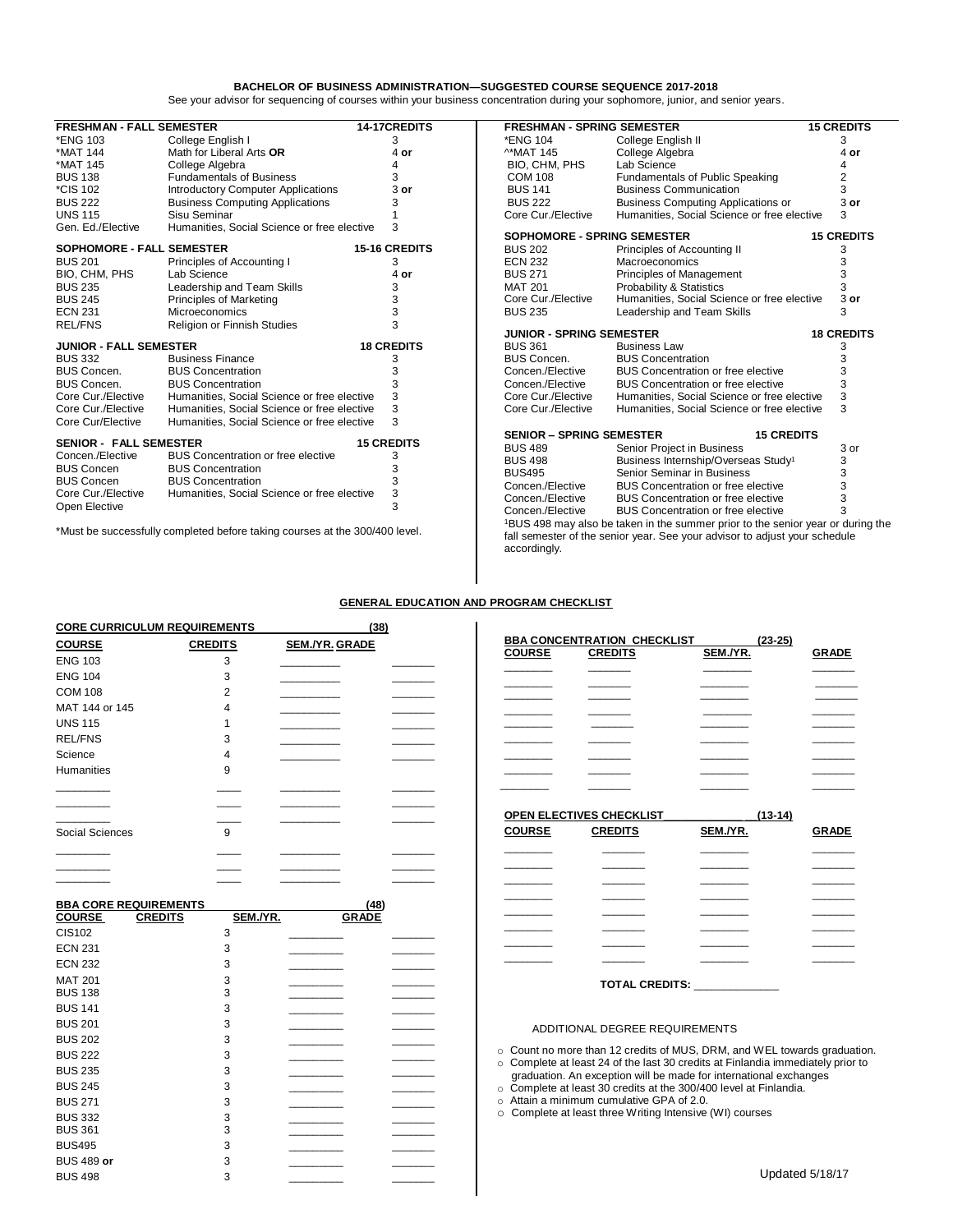# BACHELOR OF BUSINESS ADMINISTRATION—SUGGESTED COURSE SEQUENCE 2017-2018

See your advisor for sequencing of courses within your business concentration during your sophomore, junior, and senior years.

| FRESHMAN - FALL SEMESTER | | 14-17CREDITS |
|---|---|---|
| *ENG 103 | College English I | 3 |
| *MAT 144 | Math for Liberal Arts **OR** | 4 **or** |
| *MAT 145 | College Algebra | 4 |
| BUS 138 | Fundamentals of Business | 3 |
| *CIS 102 | Introductory Computer Applications | 3 **or** |
| BUS 222 | Business Computing Applications | 3 |
| UNS 115 | Sisu Seminar | 1 |
| Gen. Ed./Elective | Humanities, Social Science or free elective | 3 |

| FRESHMAN - SPRING SEMESTER | | 15 CREDITS |
|---|---|---|
| *ENG 104 | College English II | 3 |
| ^*MAT 145 | College Algebra | 4 **or** |
| BIO, CHM, PHS | Lab Science | 4 |
| COM 108 | Fundamentals of Public Speaking | 2 |
| BUS 141 | Business Communication | 3 |
| BUS 222 | Business Computing Applications or | 3 **or** |
| Core Cur./Elective | Humanities, Social Science or free elective | 3 |

| SOPHOMORE - FALL SEMESTER | | 15-16 CREDITS |
|---|---|---|
| BUS 201 | Principles of Accounting I | 3 |
| BIO, CHM, PHS | Lab Science | 4 **or** |
| BUS 235 | Leadership and Team Skills | 3 |
| BUS 245 | Principles of Marketing | 3 |
| ECN 231 | Microeconomics | 3 |
| REL/FNS | Religion or Finnish Studies | 3 |

| SOPHOMORE - SPRING SEMESTER | | 15 CREDITS |
|---|---|---|
| BUS 202 | Principles of Accounting II | 3 |
| ECN 232 | Macroeconomics | 3 |
| BUS 271 | Principles of Management | 3 |
| MAT 201 | Probability & Statistics | 3 |
| Core Cur./Elective | Humanities, Social Science or free elective | 3 **or** |
| BUS 235 | Leadership and Team Skills | 3 |

| JUNIOR - FALL SEMESTER | | 18 CREDITS |
|---|---|---|
| BUS 332 | Business Finance | 3 |
| BUS Concen. | BUS Concentration | 3 |
| BUS Concen. | BUS Concentration | 3 |
| Core Cur./Elective | Humanities, Social Science or free elective | 3 |
| Core Cur./Elective | Humanities, Social Science or free elective | 3 |
| Core Cur/Elective | Humanities, Social Science or free elective | 3 |

| JUNIOR - SPRING SEMESTER | | 18 CREDITS |
|---|---|---|
| BUS 361 | Business Law | 3 |
| BUS Concen. | BUS Concentration | 3 |
| Concen./Elective | BUS Concentration or free elective | 3 |
| Concen./Elective | BUS Concentration or free elective | 3 |
| Core Cur./Elective | Humanities, Social Science or free elective | 3 |
| Core Cur./Elective | Humanities, Social Science or free elective | 3 |

| SENIOR - FALL SEMESTER | | 15 CREDITS |
|---|---|---|
| Concen./Elective | BUS Concentration or free elective | 3 |
| BUS Concen | BUS Concentration | 3 |
| BUS Concen | BUS Concentration | 3 |
| Core Cur./Elective | Humanities, Social Science or free elective | 3 |
| Open Elective | | 3 |

| SENIOR – SPRING SEMESTER | | 15 CREDITS |
|---|---|---|
| BUS 489 | Senior Project in Business | 3 or |
| BUS 498 | Business Internship/Overseas Study[1] | 3 |
| BUS495 | Senior Seminar in Business | 3 |
| Concen./Elective | BUS Concentration or free elective | 3 |
| Concen./Elective | BUS Concentration or free elective | 3 |
| Concen./Elective | BUS Concentration or free elective | 3 |

*Must be successfully completed before taking courses at the 300/400 level.

[1]BUS 498 may also be taken in the summer prior to the senior year or during the fall semester of the senior year. See your advisor to adjust your schedule accordingly.

## GENERAL EDUCATION AND PROGRAM CHECKLIST

**CORE CURRICULUM REQUIREMENTS (38)**

| COURSE | CREDITS | SEM./YR. | GRADE |
|---|---|---|---|
| ENG 103 | 3 | | |
| ENG 104 | 3 | | |
| COM 108 | 2 | | |
| MAT 144 or 145 | 4 | | |
| UNS 115 | 1 | | |
| REL/FNS | 3 | | |
| Science | 4 | | |
| Humanities | 9 | | |
| | | | |
| | | | |
| | | | |
| Social Sciences | 9 | | |
| | | | |
| | | | |
| | | | |

**BBA CORE REQUIREMENTS (48)**

| COURSE | CREDITS | SEM./YR. | GRADE |
|---|---|---|---|
| CIS102 | 3 | | |
| ECN 231 | 3 | | |
| ECN 232 | 3 | | |
| MAT 201 | 3 | | |
| BUS 138 | 3 | | |
| BUS 141 | 3 | | |
| BUS 201 | 3 | | |
| BUS 202 | 3 | | |
| BUS 222 | 3 | | |
| BUS 235 | 3 | | |
| BUS 245 | 3 | | |
| BUS 271 | 3 | | |
| BUS 332 | 3 | | |
| BUS 361 | 3 | | |
| BUS495 | 3 | | |
| BUS 489 **or** | 3 | | |
| BUS 498 | 3 | | |

**BBA CONCENTRATION CHECKLIST (23-25)**

| COURSE | CREDITS | SEM./YR. | GRADE |
|---|---|---|---|
| | | | |
| | | | |
| | | | |
| | | | |
| | | | |
| | | | |
| | | | |
| | | | |
| | | | |

**OPEN ELECTIVES CHECKLIST (13-14)**

| COURSE | CREDITS | SEM./YR. | GRADE |
|---|---|---|---|
| | | | |
| | | | |
| | | | |
| | | | |
| | | | |
| | | | |
| | | | |
| | | | |

**TOTAL CREDITS:** ______________

ADDITIONAL DEGREE REQUIREMENTS

- Count no more than 12 credits of MUS, DRM, and WEL towards graduation.
- Complete at least 24 of the last 30 credits at Finlandia immediately prior to graduation. An exception will be made for international exchanges
- Complete at least 30 credits at the 300/400 level at Finlandia.
- Attain a minimum cumulative GPA of 2.0.
- Complete at least three Writing Intensive (WI) courses

Updated 5/18/17